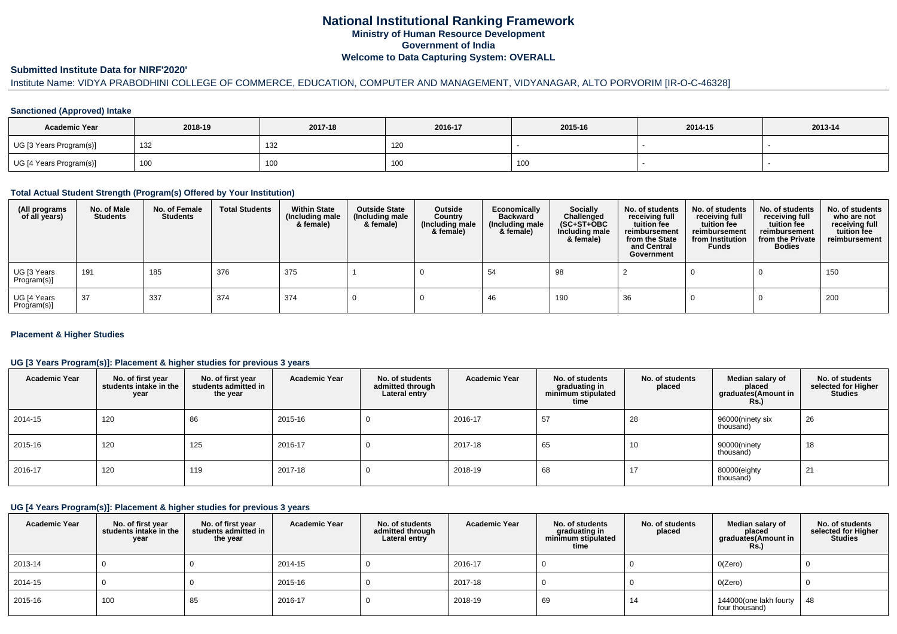# National Institutional Ranking Framework

## Ministry of Human Resource Development

## Government of India

## Welcome to Data Capturing System: OVERALL

### Submitted Institute Data for NIRF'2020'

Institute Name: VIDYA PRABODHINI COLLEGE OF COMMERCE, EDUCATION, COMPUTER AND MANAGEMENT, VIDYANAGAR, ALTO PORVORIM [IR-O-C-46328]

#### Sanctioned (Approved) Intake

| Academic Year | 2018-19 | 2017-18 | 2016-17 | 2015-16 | 2014-15 | 2013-14 |
|---|---|---|---|---|---|---|
| UG [3 Years Program(s)] | 132 | 132 | 120 | - | - | - |
| UG [4 Years Program(s)] | 100 | 100 | 100 | 100 | - | - |

#### Total Actual Student Strength (Program(s) Offered by Your Institution)

| (All programs of all years) | No. of Male Students | No. of Female Students | Total Students | Within State (Including male & female) | Outside State (Including male & female) | Outside Country (Including male & female) | Economically Backward (Including male & female) | Socially Challenged (SC+ST+OBC Including male & female) | No. of students receiving full tuition fee reimbursement from the State and Central Government | No. of students receiving full tuition fee reimbursement from Institution Funds | No. of students receiving full tuition fee reimbursement from the Private Bodies | No. of students who are not receiving full tuition fee reimbursement |
|---|---|---|---|---|---|---|---|---|---|---|---|---|
| UG [3 Years Program(s)] | 191 | 185 | 376 | 375 | 1 | 0 | 54 | 98 | 2 | 0 | 0 | 150 |
| UG [4 Years Program(s)] | 37 | 337 | 374 | 374 | 0 | 0 | 46 | 190 | 36 | 0 | 0 | 200 |

#### Placement & Higher Studies

#### UG [3 Years Program(s)]: Placement & higher studies for previous 3 years

| Academic Year | No. of first year students intake in the year | No. of first year students admitted in the year | Academic Year | No. of students admitted through Lateral entry | Academic Year | No. of students graduating in minimum stipulated time | No. of students placed | Median salary of placed graduates(Amount in Rs.) | No. of students selected for Higher Studies |
|---|---|---|---|---|---|---|---|---|---|
| 2014-15 | 120 | 86 | 2015-16 | 0 | 2016-17 | 57 | 28 | 96000(ninety six thousand) | 26 |
| 2015-16 | 120 | 125 | 2016-17 | 0 | 2017-18 | 65 | 10 | 90000(ninety thousand) | 18 |
| 2016-17 | 120 | 119 | 2017-18 | 0 | 2018-19 | 68 | 17 | 80000(eighty thousand) | 21 |

#### UG [4 Years Program(s)]: Placement & higher studies for previous 3 years

| Academic Year | No. of first year students intake in the year | No. of first year students admitted in the year | Academic Year | No. of students admitted through Lateral entry | Academic Year | No. of students graduating in minimum stipulated time | No. of students placed | Median salary of placed graduates(Amount in Rs.) | No. of students selected for Higher Studies |
|---|---|---|---|---|---|---|---|---|---|
| 2013-14 | 0 | 0 | 2014-15 | 0 | 2016-17 | 0 | 0 | 0(Zero) | 0 |
| 2014-15 | 0 | 0 | 2015-16 | 0 | 2017-18 | 0 | 0 | 0(Zero) | 0 |
| 2015-16 | 100 | 85 | 2016-17 | 0 | 2018-19 | 69 | 14 | 144000(one lakh fourty four thousand) | 48 |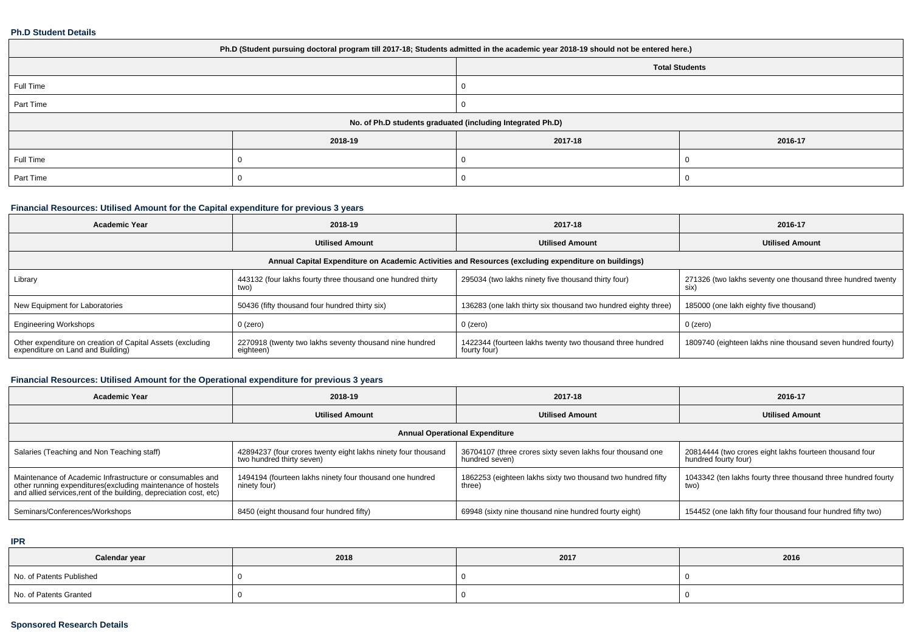**Ph.D Student Details**

| Ph.D (Student pursuing doctoral program till 2017-18; Students admitted in the academic year 2018-19 should not be entered here.) | | | |
|---|---|---|---|
| | | Total Students | |
| Full Time | | 0 | |
| Part Time | | 0 | |
| No. of Ph.D students graduated (including Integrated Ph.D) | | | |
| | 2018-19 | 2017-18 | 2016-17 |
| Full Time | 0 | 0 | 0 |
| Part Time | 0 | 0 | 0 |

**Financial Resources: Utilised Amount for the Capital expenditure for previous 3 years**

| Academic Year | 2018-19 | 2017-18 | 2016-17 |
|---|---|---|---|
| | Utilised Amount | Utilised Amount | Utilised Amount |
| Annual Capital Expenditure on Academic Activities and Resources (excluding expenditure on buildings) | | | |
| Library | 443132 (four lakhs fourty three thousand one hundred thirty two) | 295034 (two lakhs ninety five thousand thirty four) | 271326 (two lakhs seventy one thousand three hundred twenty six) |
| New Equipment for Laboratories | 50436 (fifty thousand four hundred thirty six) | 136283 (one lakh thirty six thousand two hundred eighty three) | 185000 (one lakh eighty five thousand) |
| Engineering Workshops | 0 (zero) | 0 (zero) | 0 (zero) |
| Other expenditure on creation of Capital Assets (excluding expenditure on Land and Building) | 2270918 (twenty two lakhs seventy thousand nine hundred eighteen) | 1422344 (fourteen lakhs twenty two thousand three hundred fourty four) | 1809740 (eighteen lakhs nine thousand seven hundred fourty) |

**Financial Resources: Utilised Amount for the Operational expenditure for previous 3 years**

| Academic Year | 2018-19 | 2017-18 | 2016-17 |
|---|---|---|---|
| | Utilised Amount | Utilised Amount | Utilised Amount |
| Annual Operational Expenditure | | | |
| Salaries (Teaching and Non Teaching staff) | 42894237 (four crores twenty eight lakhs ninety four thousand two hundred thirty seven) | 36704107 (three crores sixty seven lakhs four thousand one hundred seven) | 20814444 (two crores eight lakhs fourteen thousand four hundred fourty four) |
| Maintenance of Academic Infrastructure or consumables and other running expenditures(excluding maintenance of hostels and allied services,rent of the building, depreciation cost, etc) | 1494194 (fourteen lakhs ninety four thousand one hundred ninety four) | 1862253 (eighteen lakhs sixty two thousand two hundred fifty three) | 1043342 (ten lakhs fourty three thousand three hundred fourty two) |
| Seminars/Conferences/Workshops | 8450 (eight thousand four hundred fifty) | 69948 (sixty nine thousand nine hundred fourty eight) | 154452 (one lakh fifty four thousand four hundred fifty two) |

**IPR**

| Calendar year | 2018 | 2017 | 2016 |
|---|---|---|---|
| No. of Patents Published | 0 | 0 | 0 |
| No. of Patents Granted | 0 | 0 | 0 |

**Sponsored Research Details**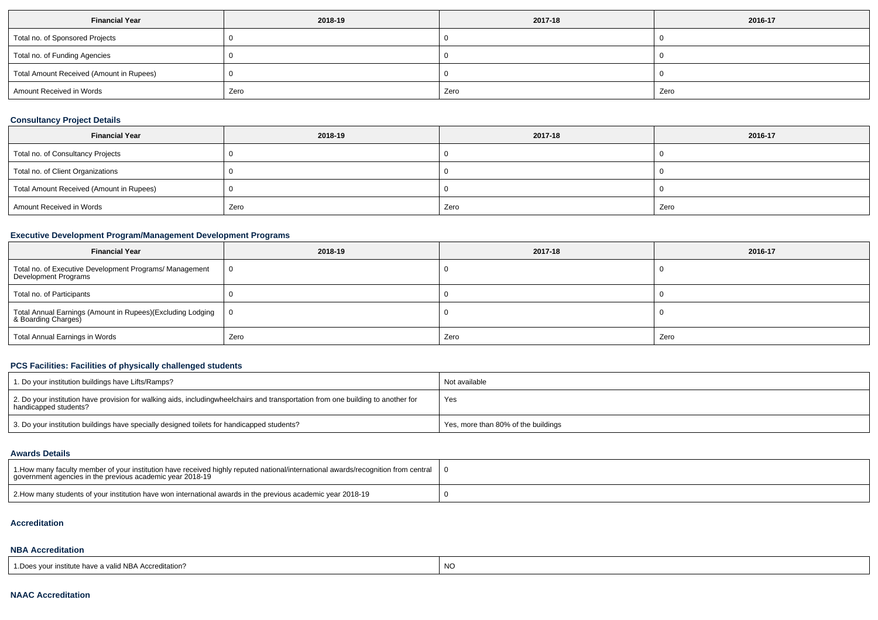| Financial Year | 2018-19 | 2017-18 | 2016-17 |
| --- | --- | --- | --- |
| Total no. of Sponsored Projects | 0 | 0 | 0 |
| Total no. of Funding Agencies | 0 | 0 | 0 |
| Total Amount Received (Amount in Rupees) | 0 | 0 | 0 |
| Amount Received in Words | Zero | Zero | Zero |

### Consultancy Project Details

| Financial Year | 2018-19 | 2017-18 | 2016-17 |
| --- | --- | --- | --- |
| Total no. of Consultancy Projects | 0 | 0 | 0 |
| Total no. of Client Organizations | 0 | 0 | 0 |
| Total Amount Received (Amount in Rupees) | 0 | 0 | 0 |
| Amount Received in Words | Zero | Zero | Zero |

### Executive Development Program/Management Development Programs

| Financial Year | 2018-19 | 2017-18 | 2016-17 |
| --- | --- | --- | --- |
| Total no. of Executive Development Programs/ Management Development Programs | 0 | 0 | 0 |
| Total no. of Participants | 0 | 0 | 0 |
| Total Annual Earnings (Amount in Rupees)(Excluding Lodging & Boarding Charges) | 0 | 0 | 0 |
| Total Annual Earnings in Words | Zero | Zero | Zero |

### PCS Facilities: Facilities of physically challenged students

| | |
| --- | --- |
| 1. Do your institution buildings have Lifts/Ramps? | Not available |
| 2. Do your institution have provision for walking aids, includingwheelchairs and transportation from one building to another for handicapped students? | Yes |
| 3. Do your institution buildings have specially designed toilets for handicapped students? | Yes, more than 80% of the buildings |

### Awards Details

| | |
| --- | --- |
| 1.How many faculty member of your institution have received highly reputed national/international awards/recognition from central government agencies in the previous academic year 2018-19 | 0 |
| 2.How many students of your institution have won international awards in the previous academic year 2018-19 | 0 |

### Accreditation

### NBA Accreditation

| | |
| --- | --- |
| 1.Does your institute have a valid NBA Accreditation? | NO |

### NAAC Accreditation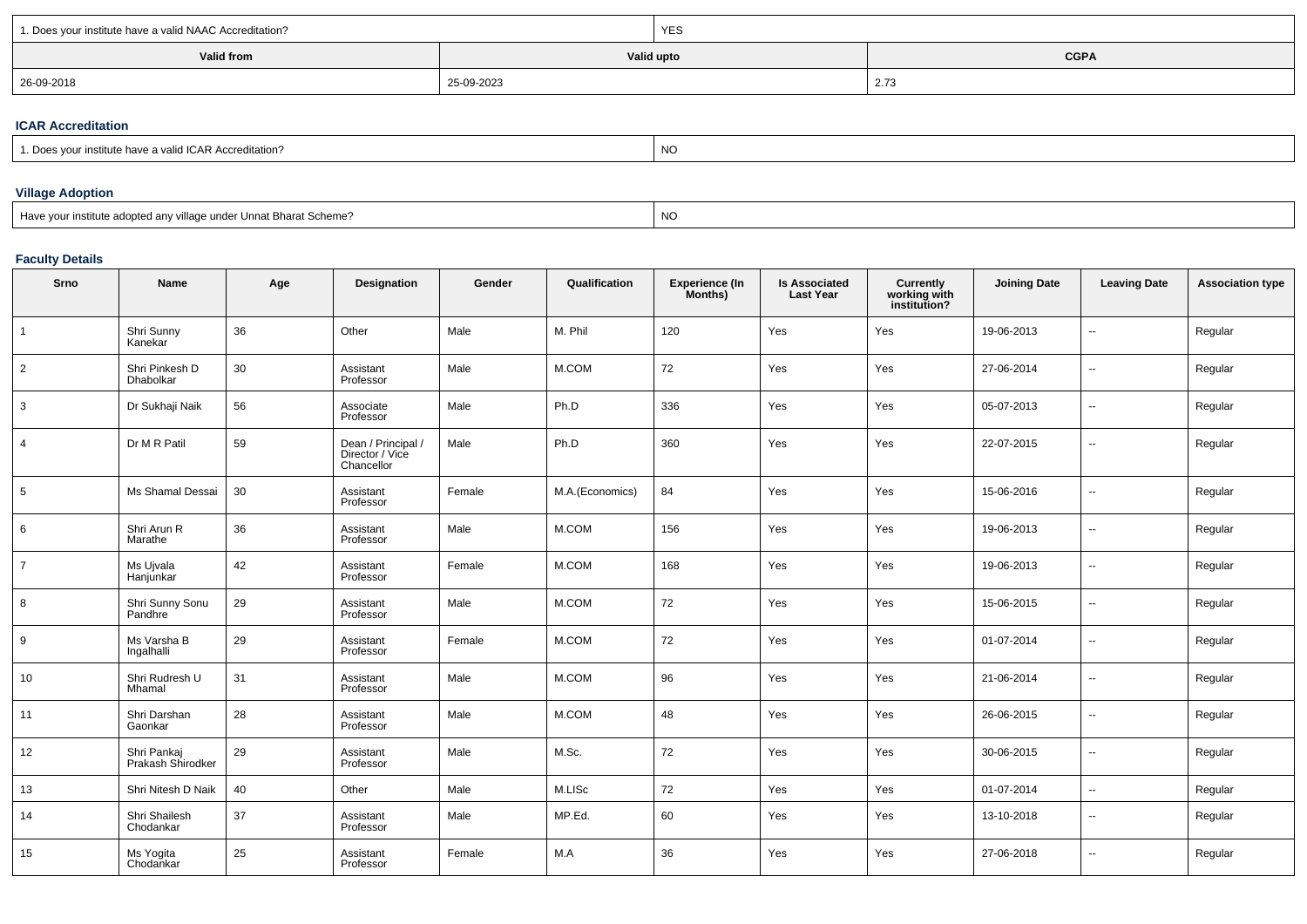| 1. Does your institute have a valid NAAC Accreditation? | YES |
|---|---|

| Valid from | Valid upto | CGPA |
|---|---|---|
| 26-09-2018 | 25-09-2023 | 2.73 |

### ICAR Accreditation

| 1. Does your institute have a valid ICAR Accreditation? | NO |
|---|---|

### Village Adoption

| Have your institute adopted any village under Unnat Bharat Scheme? | NO |
|---|---|

### Faculty Details

| Srno | Name | Age | Designation | Gender | Qualification | Experience (In Months) | Is Associated Last Year | Currently working with institution? | Joining Date | Leaving Date | Association type |
|---|---|---|---|---|---|---|---|---|---|---|---|
| 1 | Shri Sunny Kanekar | 36 | Other | Male | M. Phil | 120 | Yes | Yes | 19-06-2013 | -- | Regular |
| 2 | Shri Pinkesh D Dhabolkar | 30 | Assistant Professor | Male | M.COM | 72 | Yes | Yes | 27-06-2014 | -- | Regular |
| 3 | Dr Sukhaji Naik | 56 | Associate Professor | Male | Ph.D | 336 | Yes | Yes | 05-07-2013 | -- | Regular |
| 4 | Dr M R Patil | 59 | Dean / Principal / Director / Vice Chancellor | Male | Ph.D | 360 | Yes | Yes | 22-07-2015 | -- | Regular |
| 5 | Ms Shamal Dessai | 30 | Assistant Professor | Female | M.A.(Economics) | 84 | Yes | Yes | 15-06-2016 | -- | Regular |
| 6 | Shri Arun R Marathe | 36 | Assistant Professor | Male | M.COM | 156 | Yes | Yes | 19-06-2013 | -- | Regular |
| 7 | Ms Ujvala Hanjunkar | 42 | Assistant Professor | Female | M.COM | 168 | Yes | Yes | 19-06-2013 | -- | Regular |
| 8 | Shri Sunny Sonu Pandhre | 29 | Assistant Professor | Male | M.COM | 72 | Yes | Yes | 15-06-2015 | -- | Regular |
| 9 | Ms Varsha B Ingalhalli | 29 | Assistant Professor | Female | M.COM | 72 | Yes | Yes | 01-07-2014 | -- | Regular |
| 10 | Shri Rudresh U Mhamal | 31 | Assistant Professor | Male | M.COM | 96 | Yes | Yes | 21-06-2014 | -- | Regular |
| 11 | Shri Darshan Gaonkar | 28 | Assistant Professor | Male | M.COM | 48 | Yes | Yes | 26-06-2015 | -- | Regular |
| 12 | Shri Pankaj Prakash Shirodker | 29 | Assistant Professor | Male | M.Sc. | 72 | Yes | Yes | 30-06-2015 | -- | Regular |
| 13 | Shri Nitesh D Naik | 40 | Other | Male | M.LISc | 72 | Yes | Yes | 01-07-2014 | -- | Regular |
| 14 | Shri Shailesh Chodankar | 37 | Assistant Professor | Male | MP.Ed. | 60 | Yes | Yes | 13-10-2018 | -- | Regular |
| 15 | Ms Yogita Chodankar | 25 | Assistant Professor | Female | M.A | 36 | Yes | Yes | 27-06-2018 | -- | Regular |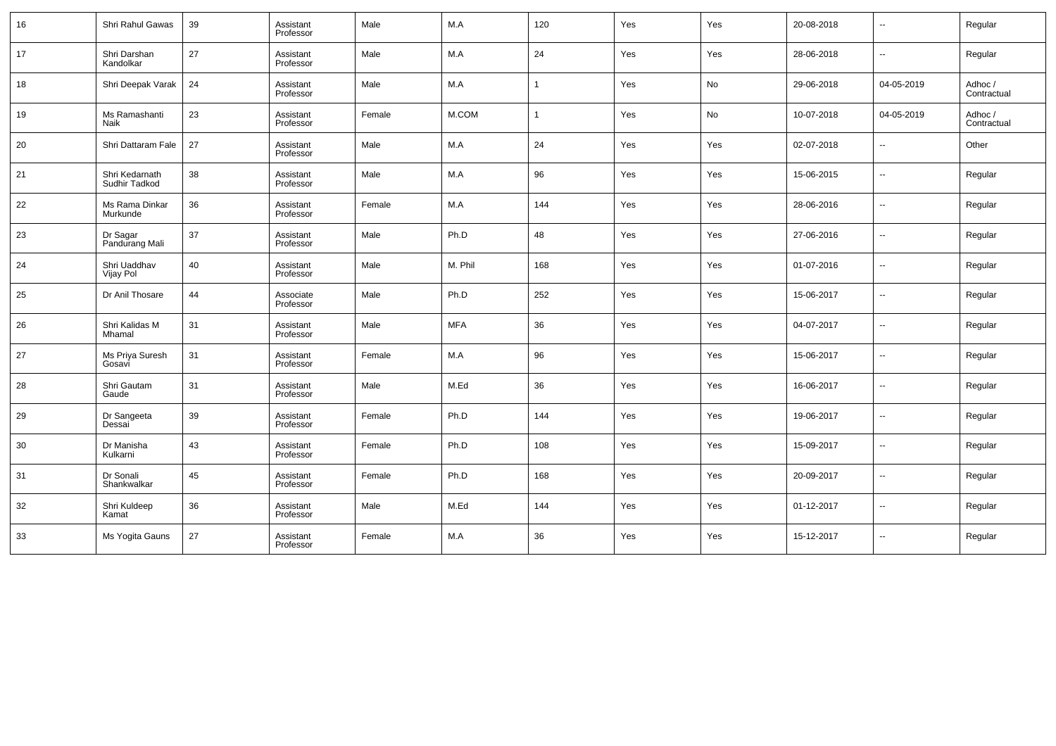| | | | | | | | | | | | |
|---|---|---|---|---|---|---|---|---|---|---|---|
| 16 | Shri Rahul Gawas | 39 | Assistant Professor | Male | M.A | 120 | Yes | Yes | 20-08-2018 | -- | Regular |
| 17 | Shri Darshan Kandolkar | 27 | Assistant Professor | Male | M.A | 24 | Yes | Yes | 28-06-2018 | -- | Regular |
| 18 | Shri Deepak Varak | 24 | Assistant Professor | Male | M.A | 1 | Yes | No | 29-06-2018 | 04-05-2019 | Adhoc / Contractual |
| 19 | Ms Ramashanti Naik | 23 | Assistant Professor | Female | M.COM | 1 | Yes | No | 10-07-2018 | 04-05-2019 | Adhoc / Contractual |
| 20 | Shri Dattaram Fale | 27 | Assistant Professor | Male | M.A | 24 | Yes | Yes | 02-07-2018 | -- | Other |
| 21 | Shri Kedarnath Sudhir Tadkod | 38 | Assistant Professor | Male | M.A | 96 | Yes | Yes | 15-06-2015 | -- | Regular |
| 22 | Ms Rama Dinkar Murkunde | 36 | Assistant Professor | Female | M.A | 144 | Yes | Yes | 28-06-2016 | -- | Regular |
| 23 | Dr Sagar Pandurang Mali | 37 | Assistant Professor | Male | Ph.D | 48 | Yes | Yes | 27-06-2016 | -- | Regular |
| 24 | Shri Uaddhav Vijay Pol | 40 | Assistant Professor | Male | M. Phil | 168 | Yes | Yes | 01-07-2016 | -- | Regular |
| 25 | Dr Anil Thosare | 44 | Associate Professor | Male | Ph.D | 252 | Yes | Yes | 15-06-2017 | -- | Regular |
| 26 | Shri Kalidas M Mhamal | 31 | Assistant Professor | Male | MFA | 36 | Yes | Yes | 04-07-2017 | -- | Regular |
| 27 | Ms Priya Suresh Gosavi | 31 | Assistant Professor | Female | M.A | 96 | Yes | Yes | 15-06-2017 | -- | Regular |
| 28 | Shri Gautam Gaude | 31 | Assistant Professor | Male | M.Ed | 36 | Yes | Yes | 16-06-2017 | -- | Regular |
| 29 | Dr Sangeeta Dessai | 39 | Assistant Professor | Female | Ph.D | 144 | Yes | Yes | 19-06-2017 | -- | Regular |
| 30 | Dr Manisha Kulkarni | 43 | Assistant Professor | Female | Ph.D | 108 | Yes | Yes | 15-09-2017 | -- | Regular |
| 31 | Dr Sonali Shankwalkar | 45 | Assistant Professor | Female | Ph.D | 168 | Yes | Yes | 20-09-2017 | -- | Regular |
| 32 | Shri Kuldeep Kamat | 36 | Assistant Professor | Male | M.Ed | 144 | Yes | Yes | 01-12-2017 | -- | Regular |
| 33 | Ms Yogita Gauns | 27 | Assistant Professor | Female | M.A | 36 | Yes | Yes | 15-12-2017 | -- | Regular |